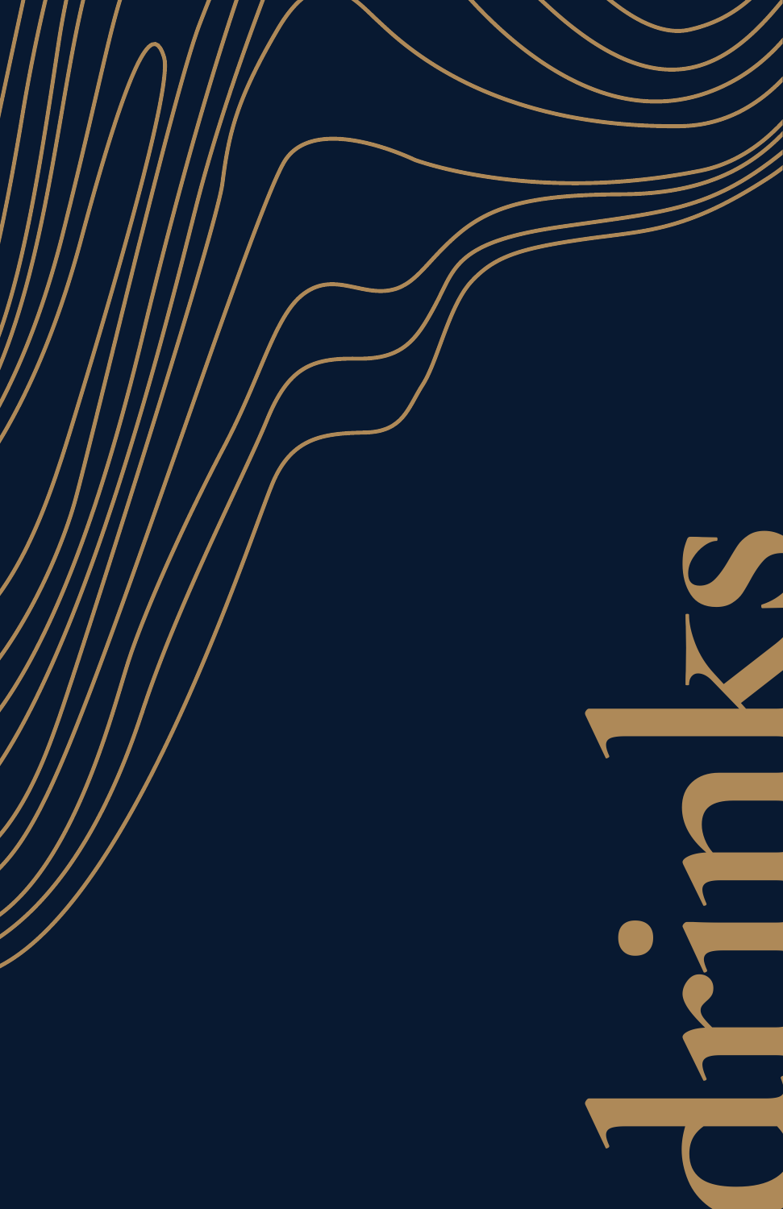# drinks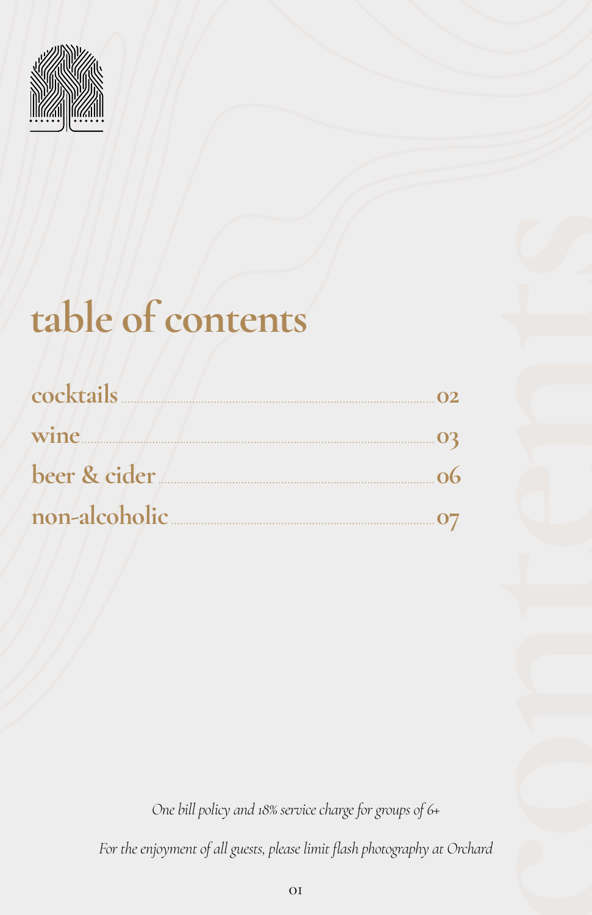# table of contents

| | |
|---|---|
| cocktails | 02 |
| wine | 03 |
| beer & cider | 06 |
| non-alcoholic | 07 |

*One bill policy and 18% service charge for groups of 6+*

*For the enjoyment of all guests, please limit flash photography at Orchard*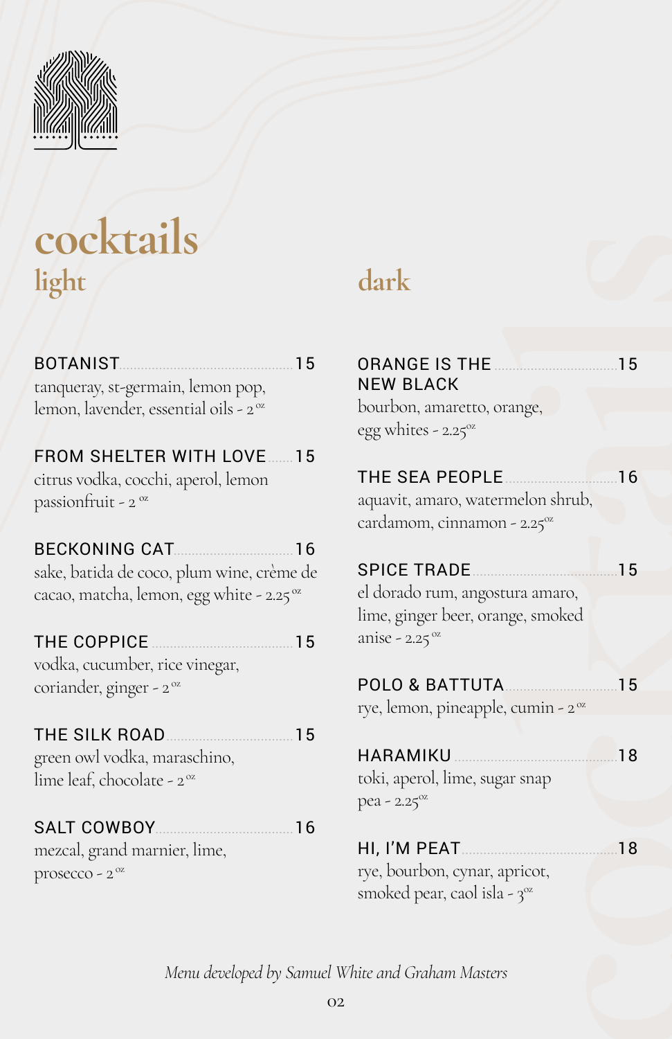# cocktails

## light

**BOTANIST** ........ 15
tanqueray, st-germain, lemon pop, lemon, lavender, essential oils - 2 oz

**FROM SHELTER WITH LOVE** ........ 15
citrus vodka, cocchi, aperol, lemon passionfruit - 2 oz

**BECKONING CAT** ........ 16
sake, batida de coco, plum wine, crème de cacao, matcha, lemon, egg white - 2.25 oz

**THE COPPICE** ........ 15
vodka, cucumber, rice vinegar, coriander, ginger - 2 oz

**THE SILK ROAD** ........ 15
green owl vodka, maraschino, lime leaf, chocolate - 2 oz

**SALT COWBOY** ........ 16
mezcal, grand marnier, lime, prosecco - 2 oz

## dark

**ORANGE IS THE NEW BLACK** ........ 15
bourbon, amaretto, orange, egg whites - 2.25 oz

**THE SEA PEOPLE** ........ 16
aquavit, amaro, watermelon shrub, cardamom, cinnamon - 2.25 oz

**SPICE TRADE** ........ 15
el dorado rum, angostura amaro, lime, ginger beer, orange, smoked anise - 2.25 oz

**POLO & BATTUTA** ........ 15
rye, lemon, pineapple, cumin - 2 oz

**HARAMIKU** ........ 18
toki, aperol, lime, sugar snap pea - 2.25 oz

**HI, I'M PEAT** ........ 18
rye, bourbon, cynar, apricot, smoked pear, caol isla - 3 oz

*Menu developed by Samuel White and Graham Masters*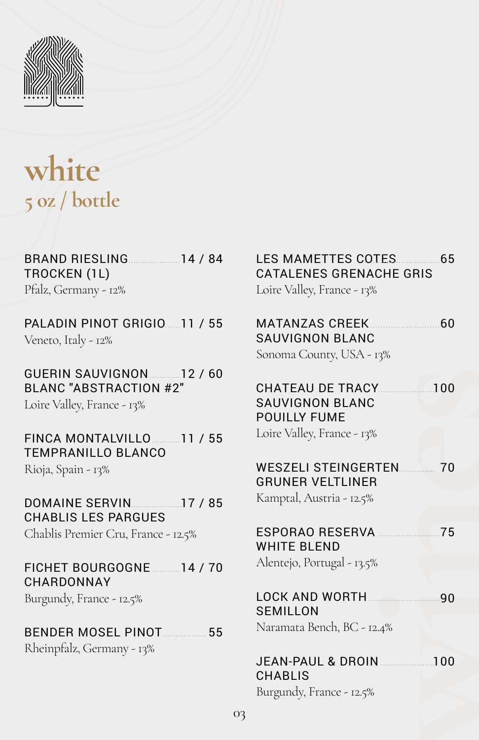# white

## 5 oz / bottle

**BRAND RIESLING TROCKEN (1L)** 14 / 84
Pfalz, Germany - 12%

**PALADIN PINOT GRIGIO** 11 / 55
Veneto, Italy - 12%

**GUERIN SAUVIGNON BLANC "ABSTRACTION #2"** 12 / 60
Loire Valley, France - 13%

**FINCA MONTALVILLO TEMPRANILLO BLANCO** 11 / 55
Rioja, Spain - 13%

**DOMAINE SERVIN CHABLIS LES PARGUES** 17 / 85
Chablis Premier Cru, France - 12.5%

**FICHET BOURGOGNE CHARDONNAY** 14 / 70
Burgundy, France - 12.5%

**BENDER MOSEL PINOT** 55
Rheinpfalz, Germany - 13%

**LES MAMETTES COTES CATALENES GRENACHE GRIS** 65
Loire Valley, France - 13%

**MATANZAS CREEK SAUVIGNON BLANC** 60
Sonoma County, USA - 13%

**CHATEAU DE TRACY SAUVIGNON BLANC POUILLY FUME** 100
Loire Valley, France - 13%

**WESZELI STEINGERTEN GRUNER VELTLINER** 70
Kamptal, Austria - 12.5%

**ESPORAO RESERVA WHITE BLEND** 75
Alentejo, Portugal - 13.5%

**LOCK AND WORTH SEMILLON** 90
Naramata Bench, BC - 12.4%

**JEAN-PAUL & DROIN CHABLIS** 100
Burgundy, France - 12.5%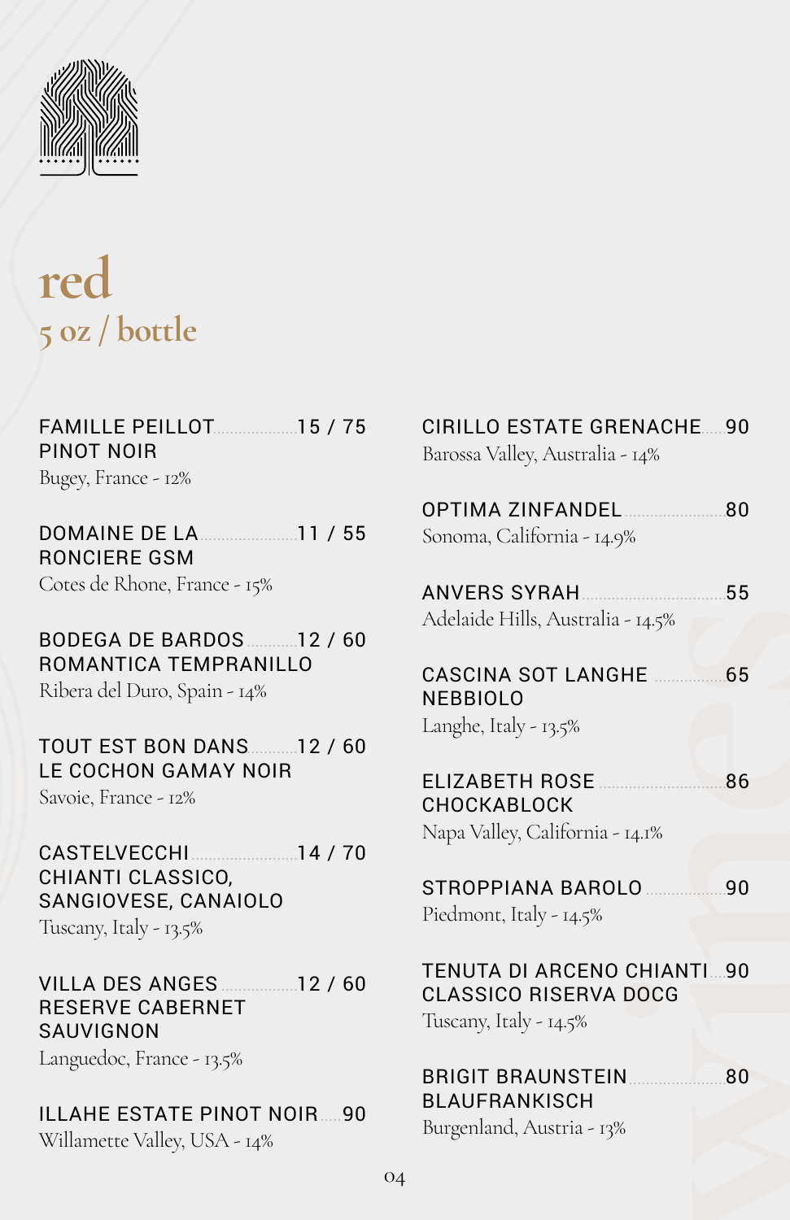# red

## 5 oz / bottle

**FAMILLE PEILLOT PINOT NOIR** ..... 15 / 75
Bugey, France - 12%

**DOMAINE DE LA RONCIERE GSM** ..... 11 / 55
Cotes de Rhone, France - 15%

**BODEGA DE BARDOS ROMANTICA TEMPRANILLO** ..... 12 / 60
Ribera del Duro, Spain - 14%

**TOUT EST BON DANS LE COCHON GAMAY NOIR** ..... 12 / 60
Savoie, France - 12%

**CASTELVECCHI CHIANTI CLASSICO, SANGIOVESE, CANAIOLO** ..... 14 / 70
Tuscany, Italy - 13.5%

**VILLA DES ANGES RESERVE CABERNET SAUVIGNON** ..... 12 / 60
Languedoc, France - 13.5%

**ILLAHE ESTATE PINOT NOIR** ..... 90
Willamette Valley, USA - 14%

**CIRILLO ESTATE GRENACHE** ..... 90
Barossa Valley, Australia - 14%

**OPTIMA ZINFANDEL** ..... 80
Sonoma, California - 14.9%

**ANVERS SYRAH** ..... 55
Adelaide Hills, Australia - 14.5%

**CASCINA SOT LANGHE NEBBIOLO** ..... 65
Langhe, Italy - 13.5%

**ELIZABETH ROSE CHOCKABLOCK** ..... 86
Napa Valley, California - 14.1%

**STROPPIANA BAROLO** ..... 90
Piedmont, Italy - 14.5%

**TENUTA DI ARCENO CHIANTI CLASSICO RISERVA DOCG** ..... 90
Tuscany, Italy - 14.5%

**BRIGIT BRAUNSTEIN BLAUFRANKISCH** ..... 80
Burgenland, Austria - 13%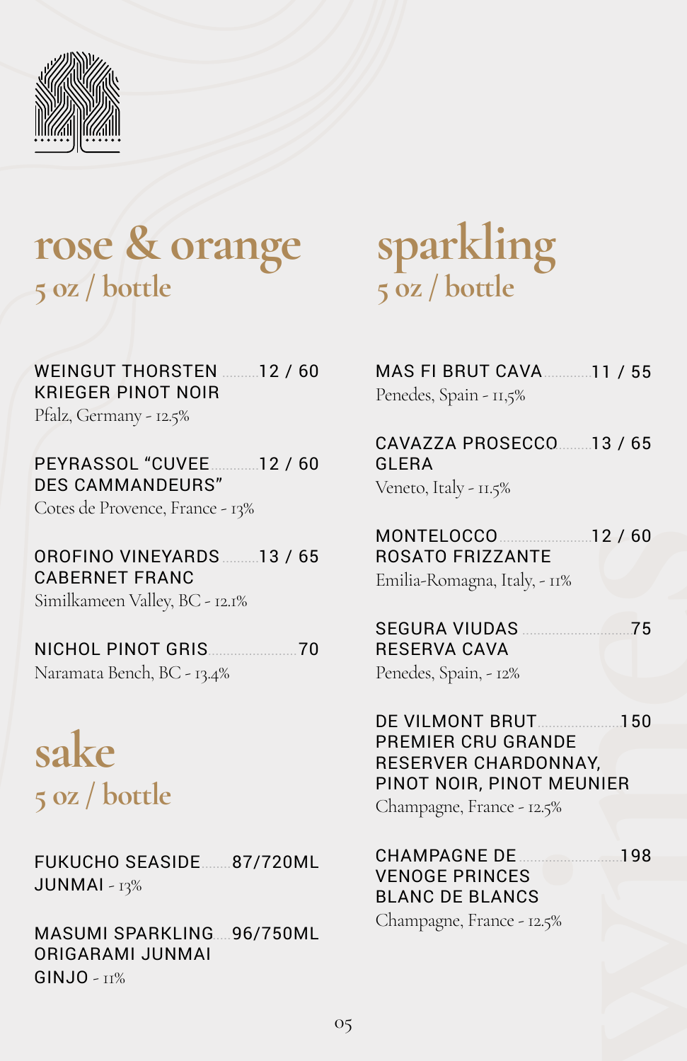## rose & orange

### 5 oz / bottle

WEINGUT THORSTEN KRIEGER PINOT NOIR ........ 12 / 60
Pfalz, Germany - 12.5%

PEYRASSOL "CUVEE DES CAMMANDEURS" ........ 12 / 60
Cotes de Provence, France - 13%

OROFINO VINEYARDS CABERNET FRANC ........ 13 / 65
Similkameen Valley, BC - 12.1%

NICHOL PINOT GRIS ........ 70
Naramata Bench, BC - 13.4%

## sake

### 5 oz / bottle

FUKUCHO SEASIDE JUNMAI - 13% ........ 87/720ML

MASUMI SPARKLING ORIGARAMI JUNMAI GINJO - 11% ........ 96/750ML

## sparkling

### 5 oz / bottle

MAS FI BRUT CAVA ........ 11 / 55
Penedes, Spain - 11,5%

CAVAZZA PROSECCO GLERA ........ 13 / 65
Veneto, Italy - 11.5%

MONTELOCCO ROSATO FRIZZANTE ........ 12 / 60
Emilia-Romagna, Italy, - 11%

SEGURA VIUDAS RESERVA CAVA ........ 75
Penedes, Spain, - 12%

DE VILMONT BRUT PREMIER CRU GRANDE RESERVER CHARDONNAY, PINOT NOIR, PINOT MEUNIER ........ 150
Champagne, France - 12.5%

CHAMPAGNE DE VENOGE PRINCES BLANC DE BLANCS ........ 198
Champagne, France - 12.5%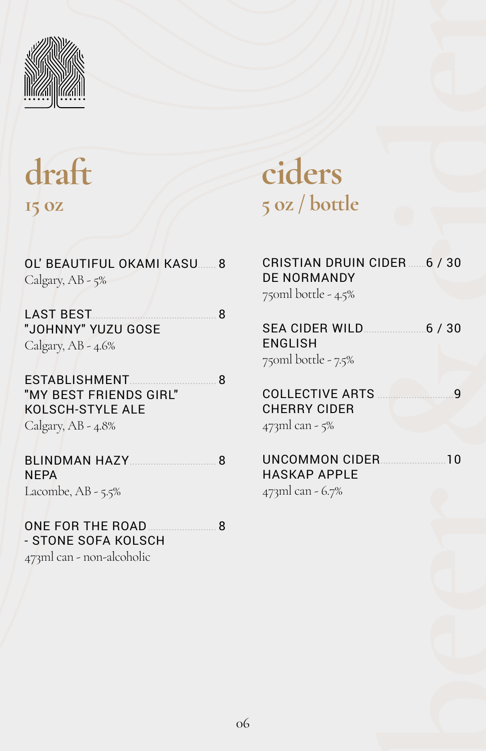## draft

### 15 oz

**OL' BEAUTIFUL OKAMI KASU** ........ 8
Calgary, AB - 5%

**LAST BEST "JOHNNY" YUZU GOSE** ........ 8
Calgary, AB - 4.6%

**ESTABLISHMENT "MY BEST FRIENDS GIRL" KOLSCH-STYLE ALE** ........ 8
Calgary, AB - 4.8%

**BLINDMAN HAZY NEPA** ........ 8
Lacombe, AB - 5.5%

**ONE FOR THE ROAD - STONE SOFA KOLSCH** ........ 8
473ml can - non-alcoholic

## ciders

### 5 oz / bottle

**CRISTIAN DRUIN CIDER DE NORMANDY** ........ 6 / 30
750ml bottle - 4.5%

**SEA CIDER WILD ENGLISH** ........ 6 / 30
750ml bottle - 7.5%

**COLLECTIVE ARTS CHERRY CIDER** ........ 9
473ml can - 5%

**UNCOMMON CIDER HASKAP APPLE** ........ 10
473ml can - 6.7%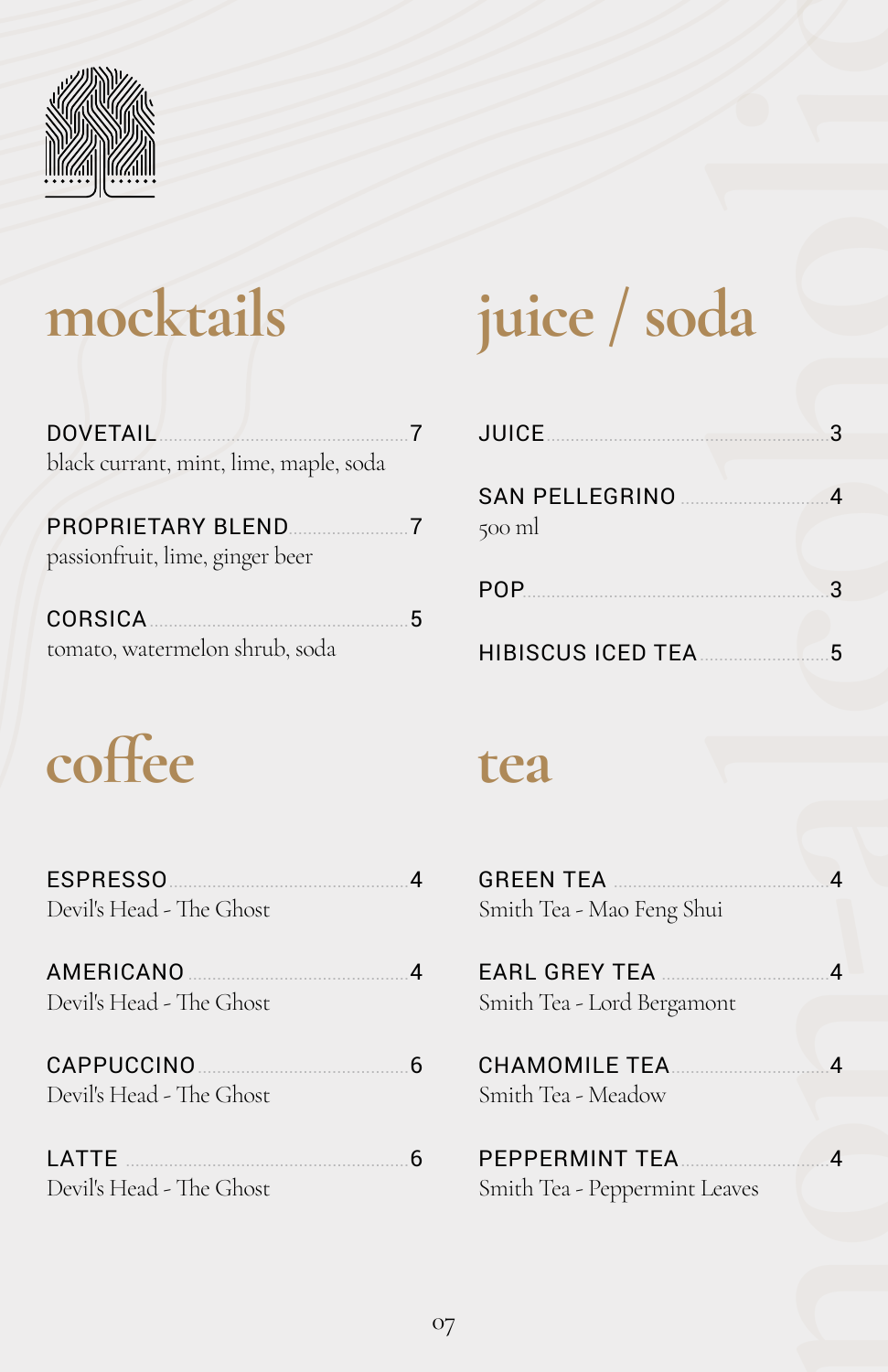## mocktails

**DOVETAIL** ........ 7
black currant, mint, lime, maple, soda

**PROPRIETARY BLEND** ........ 7
passionfruit, lime, ginger beer

**CORSICA** ........ 5
tomato, watermelon shrub, soda

## juice / soda

**JUICE** ........ 3

**SAN PELLEGRINO** ........ 4
500 ml

**POP** ........ 3

**HIBISCUS ICED TEA** ........ 5

## coffee

**ESPRESSO** ........ 4
Devil's Head - The Ghost

**AMERICANO** ........ 4
Devil's Head - The Ghost

**CAPPUCCINO** ........ 6
Devil's Head - The Ghost

**LATTE** ........ 6
Devil's Head - The Ghost

## tea

**GREEN TEA** ........ 4
Smith Tea - Mao Feng Shui

**EARL GREY TEA** ........ 4
Smith Tea - Lord Bergamont

**CHAMOMILE TEA** ........ 4
Smith Tea - Meadow

**PEPPERMINT TEA** ........ 4
Smith Tea - Peppermint Leaves